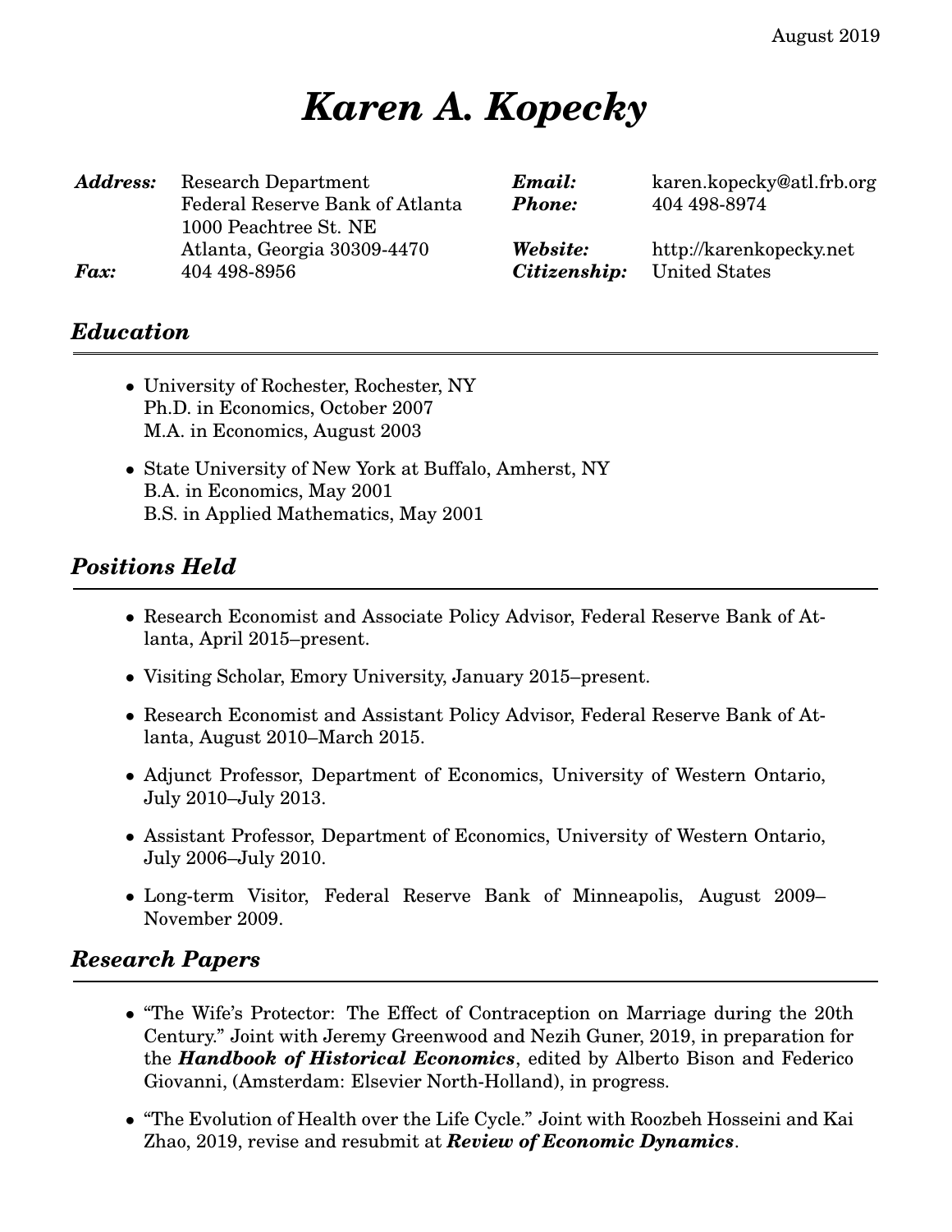August 2019

# *Karen A. Kopecky*

| | | | |
|---|---|---|---|
| ***Address:*** | Research Department<br>Federal Reserve Bank of Atlanta<br>1000 Peachtree St. NE<br>Atlanta, Georgia 30309-4470 | ***Email:***<br>***Phone:***<br><br>***Website:*** | karen.kopecky@atl.frb.org<br>404 498-8974<br><br>http://karenkopecky.net |
| ***Fax:*** | 404 498-8956 | ***Citizenship:*** | United States |

## *Education*

- University of Rochester, Rochester, NY
  Ph.D. in Economics, October 2007
  M.A. in Economics, August 2003
- State University of New York at Buffalo, Amherst, NY
  B.A. in Economics, May 2001
  B.S. in Applied Mathematics, May 2001

## *Positions Held*

- Research Economist and Associate Policy Advisor, Federal Reserve Bank of Atlanta, April 2015–present.
- Visiting Scholar, Emory University, January 2015–present.
- Research Economist and Assistant Policy Advisor, Federal Reserve Bank of Atlanta, August 2010–March 2015.
- Adjunct Professor, Department of Economics, University of Western Ontario, July 2010–July 2013.
- Assistant Professor, Department of Economics, University of Western Ontario, July 2006–July 2010.
- Long-term Visitor, Federal Reserve Bank of Minneapolis, August 2009–November 2009.

## *Research Papers*

- "The Wife's Protector: The Effect of Contraception on Marriage during the 20th Century." Joint with Jeremy Greenwood and Nezih Guner, 2019, in preparation for the ***Handbook of Historical Economics***, edited by Alberto Bison and Federico Giovanni, (Amsterdam: Elsevier North-Holland), in progress.
- "The Evolution of Health over the Life Cycle." Joint with Roozbeh Hosseini and Kai Zhao, 2019, revise and resubmit at ***Review of Economic Dynamics***.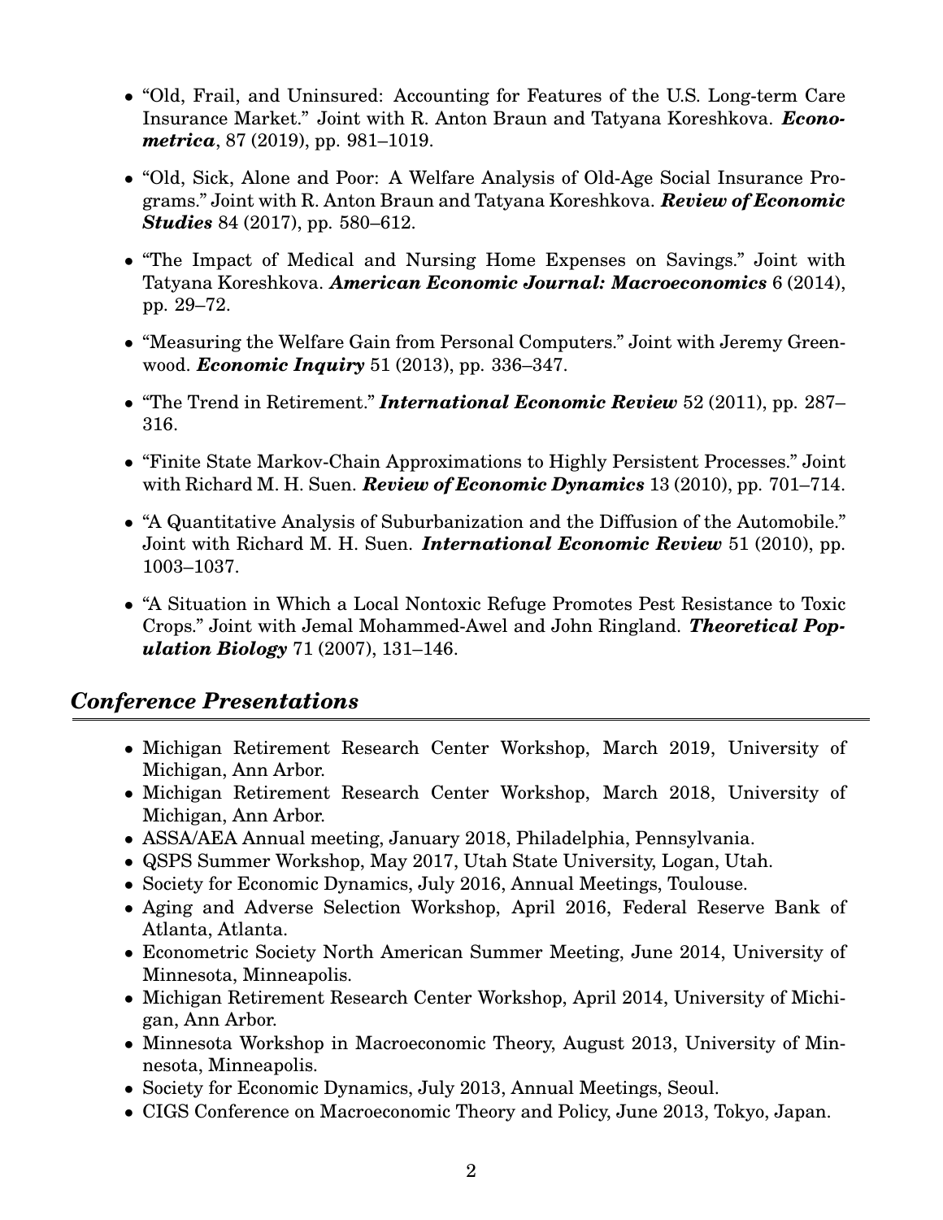- "Old, Frail, and Uninsured: Accounting for Features of the U.S. Long-term Care Insurance Market." Joint with R. Anton Braun and Tatyana Koreshkova. ***Econometrica***, 87 (2019), pp. 981–1019.
- "Old, Sick, Alone and Poor: A Welfare Analysis of Old-Age Social Insurance Programs." Joint with R. Anton Braun and Tatyana Koreshkova. ***Review of Economic Studies*** 84 (2017), pp. 580–612.
- "The Impact of Medical and Nursing Home Expenses on Savings." Joint with Tatyana Koreshkova. ***American Economic Journal: Macroeconomics*** 6 (2014), pp. 29–72.
- "Measuring the Welfare Gain from Personal Computers." Joint with Jeremy Greenwood. ***Economic Inquiry*** 51 (2013), pp. 336–347.
- "The Trend in Retirement." ***International Economic Review*** 52 (2011), pp. 287–316.
- "Finite State Markov-Chain Approximations to Highly Persistent Processes." Joint with Richard M. H. Suen. ***Review of Economic Dynamics*** 13 (2010), pp. 701–714.
- "A Quantitative Analysis of Suburbanization and the Diffusion of the Automobile." Joint with Richard M. H. Suen. ***International Economic Review*** 51 (2010), pp. 1003–1037.
- "A Situation in Which a Local Nontoxic Refuge Promotes Pest Resistance to Toxic Crops." Joint with Jemal Mohammed-Awel and John Ringland. ***Theoretical Population Biology*** 71 (2007), 131–146.

## *Conference Presentations*

- Michigan Retirement Research Center Workshop, March 2019, University of Michigan, Ann Arbor.
- Michigan Retirement Research Center Workshop, March 2018, University of Michigan, Ann Arbor.
- ASSA/AEA Annual meeting, January 2018, Philadelphia, Pennsylvania.
- QSPS Summer Workshop, May 2017, Utah State University, Logan, Utah.
- Society for Economic Dynamics, July 2016, Annual Meetings, Toulouse.
- Aging and Adverse Selection Workshop, April 2016, Federal Reserve Bank of Atlanta, Atlanta.
- Econometric Society North American Summer Meeting, June 2014, University of Minnesota, Minneapolis.
- Michigan Retirement Research Center Workshop, April 2014, University of Michigan, Ann Arbor.
- Minnesota Workshop in Macroeconomic Theory, August 2013, University of Minnesota, Minneapolis.
- Society for Economic Dynamics, July 2013, Annual Meetings, Seoul.
- CIGS Conference on Macroeconomic Theory and Policy, June 2013, Tokyo, Japan.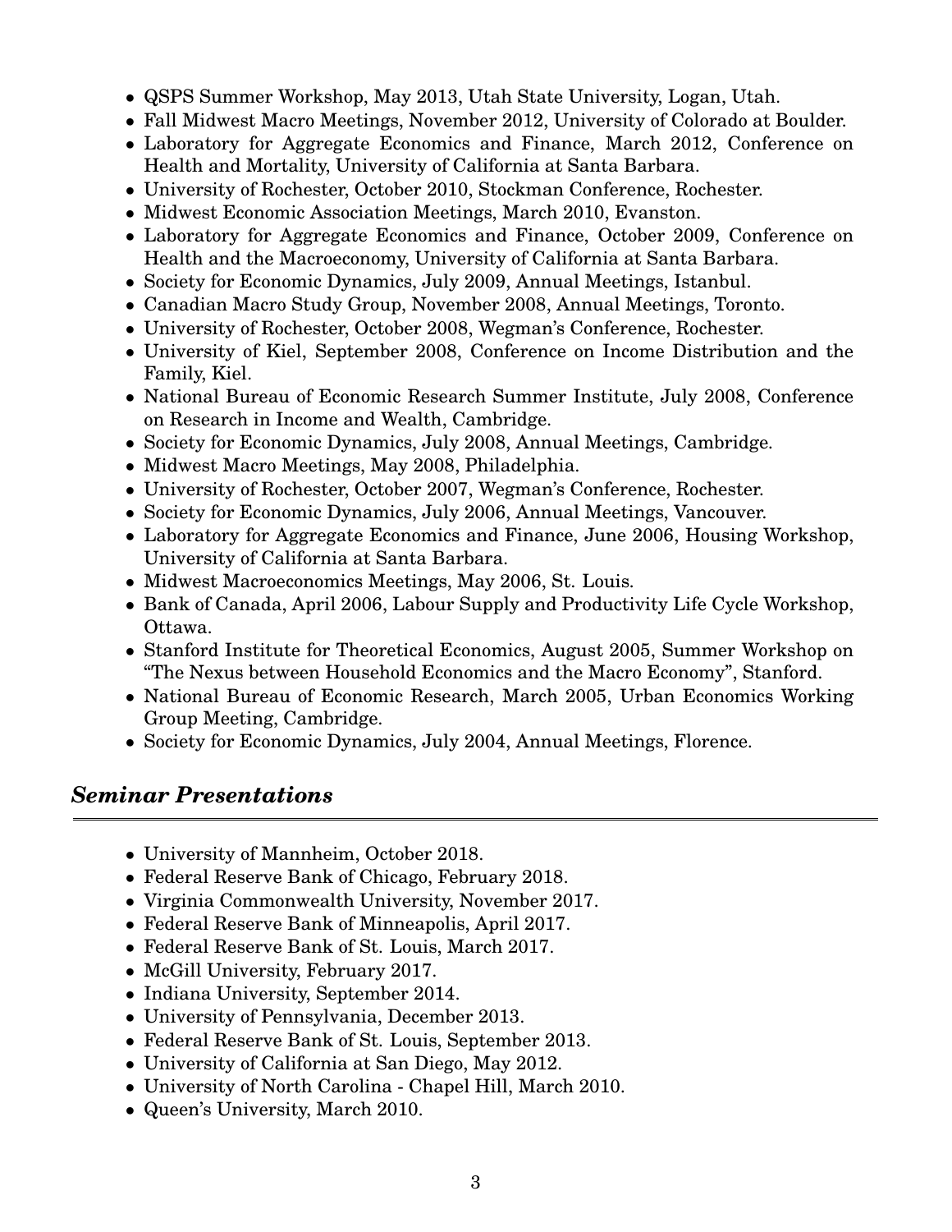- QSPS Summer Workshop, May 2013, Utah State University, Logan, Utah.
- Fall Midwest Macro Meetings, November 2012, University of Colorado at Boulder.
- Laboratory for Aggregate Economics and Finance, March 2012, Conference on Health and Mortality, University of California at Santa Barbara.
- University of Rochester, October 2010, Stockman Conference, Rochester.
- Midwest Economic Association Meetings, March 2010, Evanston.
- Laboratory for Aggregate Economics and Finance, October 2009, Conference on Health and the Macroeconomy, University of California at Santa Barbara.
- Society for Economic Dynamics, July 2009, Annual Meetings, Istanbul.
- Canadian Macro Study Group, November 2008, Annual Meetings, Toronto.
- University of Rochester, October 2008, Wegman's Conference, Rochester.
- University of Kiel, September 2008, Conference on Income Distribution and the Family, Kiel.
- National Bureau of Economic Research Summer Institute, July 2008, Conference on Research in Income and Wealth, Cambridge.
- Society for Economic Dynamics, July 2008, Annual Meetings, Cambridge.
- Midwest Macro Meetings, May 2008, Philadelphia.
- University of Rochester, October 2007, Wegman's Conference, Rochester.
- Society for Economic Dynamics, July 2006, Annual Meetings, Vancouver.
- Laboratory for Aggregate Economics and Finance, June 2006, Housing Workshop, University of California at Santa Barbara.
- Midwest Macroeconomics Meetings, May 2006, St. Louis.
- Bank of Canada, April 2006, Labour Supply and Productivity Life Cycle Workshop, Ottawa.
- Stanford Institute for Theoretical Economics, August 2005, Summer Workshop on "The Nexus between Household Economics and the Macro Economy", Stanford.
- National Bureau of Economic Research, March 2005, Urban Economics Working Group Meeting, Cambridge.
- Society for Economic Dynamics, July 2004, Annual Meetings, Florence.

## *Seminar Presentations*

- University of Mannheim, October 2018.
- Federal Reserve Bank of Chicago, February 2018.
- Virginia Commonwealth University, November 2017.
- Federal Reserve Bank of Minneapolis, April 2017.
- Federal Reserve Bank of St. Louis, March 2017.
- McGill University, February 2017.
- Indiana University, September 2014.
- University of Pennsylvania, December 2013.
- Federal Reserve Bank of St. Louis, September 2013.
- University of California at San Diego, May 2012.
- University of North Carolina - Chapel Hill, March 2010.
- Queen's University, March 2010.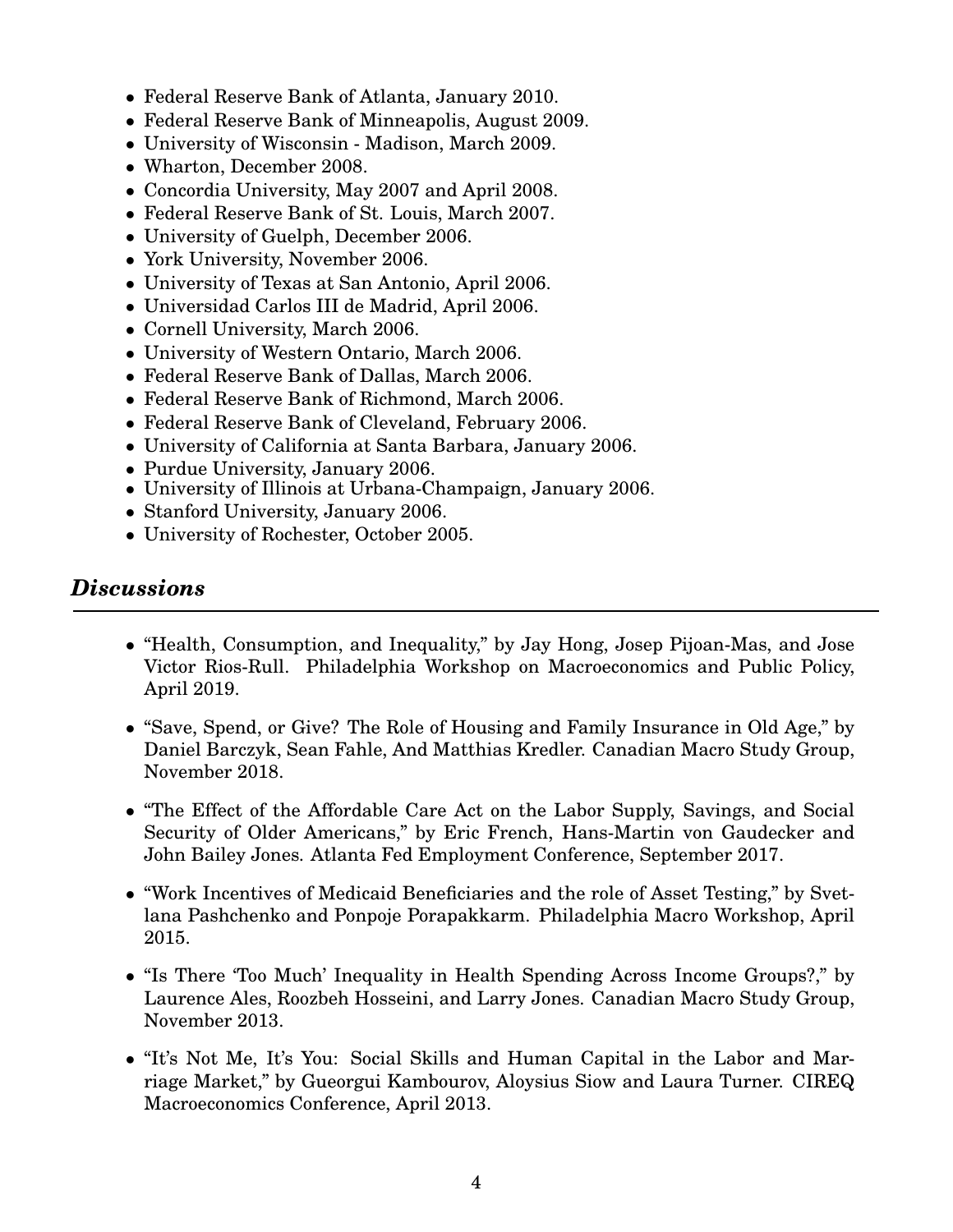- Federal Reserve Bank of Atlanta, January 2010.
- Federal Reserve Bank of Minneapolis, August 2009.
- University of Wisconsin - Madison, March 2009.
- Wharton, December 2008.
- Concordia University, May 2007 and April 2008.
- Federal Reserve Bank of St. Louis, March 2007.
- University of Guelph, December 2006.
- York University, November 2006.
- University of Texas at San Antonio, April 2006.
- Universidad Carlos III de Madrid, April 2006.
- Cornell University, March 2006.
- University of Western Ontario, March 2006.
- Federal Reserve Bank of Dallas, March 2006.
- Federal Reserve Bank of Richmond, March 2006.
- Federal Reserve Bank of Cleveland, February 2006.
- University of California at Santa Barbara, January 2006.
- Purdue University, January 2006.
- University of Illinois at Urbana-Champaign, January 2006.
- Stanford University, January 2006.
- University of Rochester, October 2005.

## *Discussions*

- "Health, Consumption, and Inequality," by Jay Hong, Josep Pijoan-Mas, and Jose Victor Rios-Rull. Philadelphia Workshop on Macroeconomics and Public Policy, April 2019.

- "Save, Spend, or Give? The Role of Housing and Family Insurance in Old Age," by Daniel Barczyk, Sean Fahle, And Matthias Kredler. Canadian Macro Study Group, November 2018.

- "The Effect of the Affordable Care Act on the Labor Supply, Savings, and Social Security of Older Americans," by Eric French, Hans-Martin von Gaudecker and John Bailey Jones. Atlanta Fed Employment Conference, September 2017.

- "Work Incentives of Medicaid Beneficiaries and the role of Asset Testing," by Svetlana Pashchenko and Ponpoje Porapakkarm. Philadelphia Macro Workshop, April 2015.

- "Is There 'Too Much' Inequality in Health Spending Across Income Groups?," by Laurence Ales, Roozbeh Hosseini, and Larry Jones. Canadian Macro Study Group, November 2013.

- "It's Not Me, It's You: Social Skills and Human Capital in the Labor and Marriage Market," by Gueorgui Kambourov, Aloysius Siow and Laura Turner. CIREQ Macroeconomics Conference, April 2013.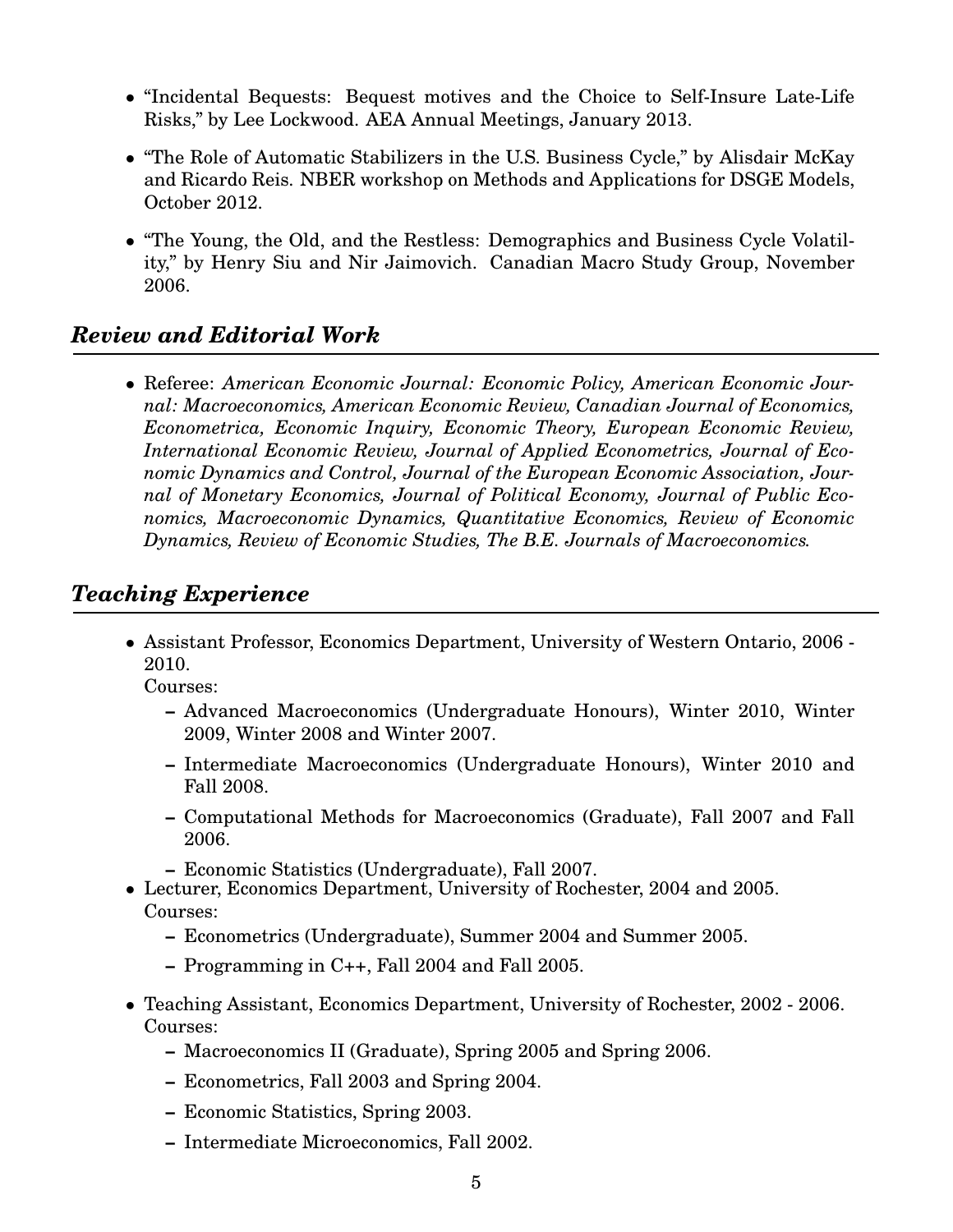- "Incidental Bequests: Bequest motives and the Choice to Self-Insure Late-Life Risks," by Lee Lockwood. AEA Annual Meetings, January 2013.
- "The Role of Automatic Stabilizers in the U.S. Business Cycle," by Alisdair McKay and Ricardo Reis. NBER workshop on Methods and Applications for DSGE Models, October 2012.
- "The Young, the Old, and the Restless: Demographics and Business Cycle Volatility," by Henry Siu and Nir Jaimovich. Canadian Macro Study Group, November 2006.

## *Review and Editorial Work*

- Referee: *American Economic Journal: Economic Policy, American Economic Journal: Macroeconomics, American Economic Review, Canadian Journal of Economics, Econometrica, Economic Inquiry, Economic Theory, European Economic Review, International Economic Review, Journal of Applied Econometrics, Journal of Economic Dynamics and Control, Journal of the European Economic Association, Journal of Monetary Economics, Journal of Political Economy, Journal of Public Economics, Macroeconomic Dynamics, Quantitative Economics, Review of Economic Dynamics, Review of Economic Studies, The B.E. Journals of Macroeconomics.*

## *Teaching Experience*

- Assistant Professor, Economics Department, University of Western Ontario, 2006 - 2010.
  Courses:
  - Advanced Macroeconomics (Undergraduate Honours), Winter 2010, Winter 2009, Winter 2008 and Winter 2007.
  - Intermediate Macroeconomics (Undergraduate Honours), Winter 2010 and Fall 2008.
  - Computational Methods for Macroeconomics (Graduate), Fall 2007 and Fall 2006.
  - Economic Statistics (Undergraduate), Fall 2007.
- Lecturer, Economics Department, University of Rochester, 2004 and 2005.
  Courses:
  - Econometrics (Undergraduate), Summer 2004 and Summer 2005.
  - Programming in C++, Fall 2004 and Fall 2005.
- Teaching Assistant, Economics Department, University of Rochester, 2002 - 2006.
  Courses:
  - Macroeconomics II (Graduate), Spring 2005 and Spring 2006.
  - Econometrics, Fall 2003 and Spring 2004.
  - Economic Statistics, Spring 2003.
  - Intermediate Microeconomics, Fall 2002.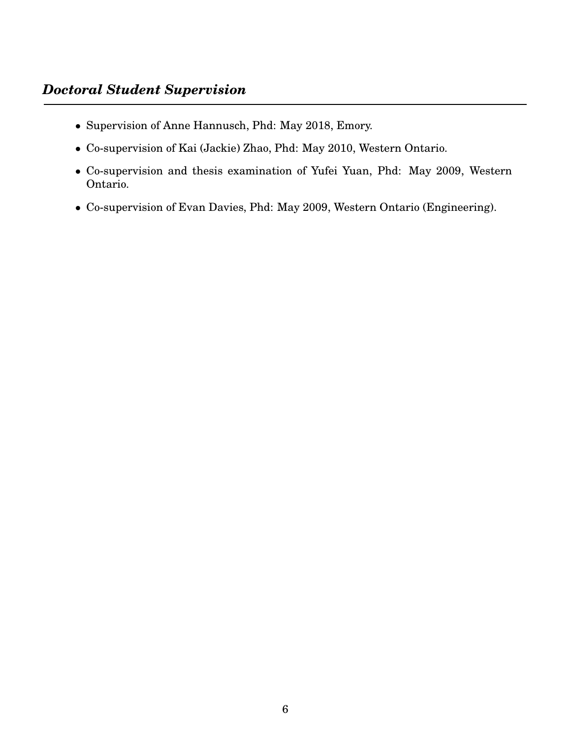## *Doctoral Student Supervision*

- Supervision of Anne Hannusch, Phd: May 2018, Emory.
- Co-supervision of Kai (Jackie) Zhao, Phd: May 2010, Western Ontario.
- Co-supervision and thesis examination of Yufei Yuan, Phd: May 2009, Western Ontario.
- Co-supervision of Evan Davies, Phd: May 2009, Western Ontario (Engineering).